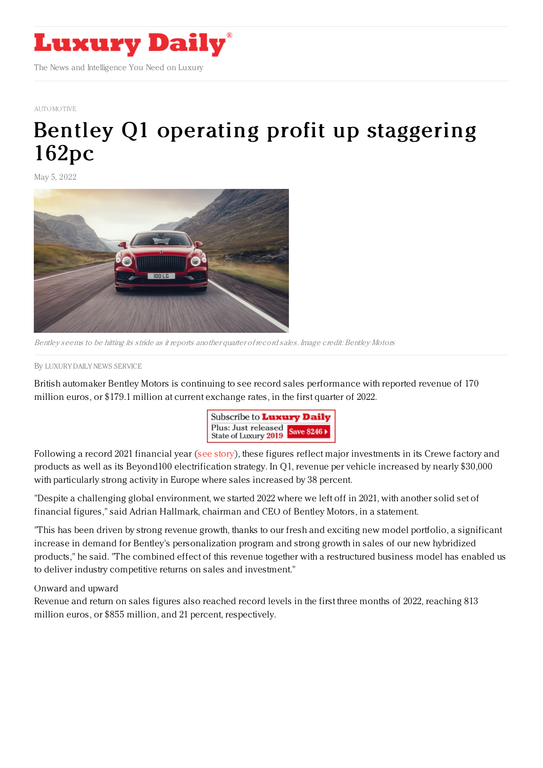AUTOMOTIVE

# Bentley Q1 operating profit up staggering 162pc

May 5, 2022

*Bentley seems to be hitting its stride as it reports another quarter of record sales. Image credit: Bentley Motors*

By LUXURY DAILY NEWS SERVICE

British automaker Bentley Motors is continuing to see record sales performance with reported revenue of 170 million euros, or $179.1 million at current exchange rates, in the first quarter of 2022.

Following a record 2021 financial year (see story), these figures reflect major investments in its Crewe factory and products as well as its Beyond100 electrification strategy. In Q1, revenue per vehicle increased by nearly $30,000 with particularly strong activity in Europe where sales increased by 38 percent.

"Despite a challenging global environment, we started 2022 where we left off in 2021, with another solid set of financial figures," said Adrian Hallmark, chairman and CEO of Bentley Motors, in a statement.

"This has been driven by strong revenue growth, thanks to our fresh and exciting new model portfolio, a significant increase in demand for Bentley's personalization program and strong growth in sales of our new hybridized products," he said. "The combined effect of this revenue together with a restructured business model has enabled us to deliver industry competitive returns on sales and investment."

Onward and upward

Revenue and return on sales figures also reached record levels in the first three months of 2022, reaching 813 million euros, or $855 million, and 21 percent, respectively.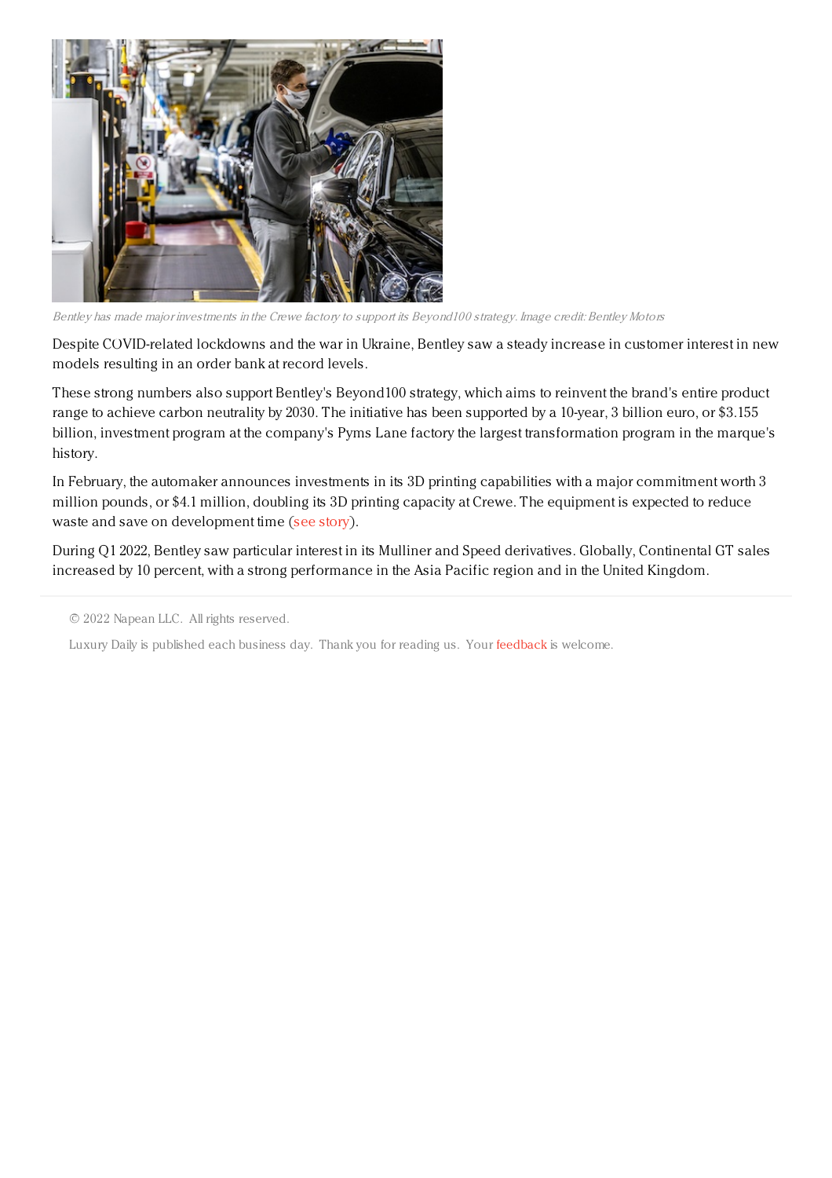*Bentley has made major investments in the Crewe factory to support its Beyond100 strategy. Image credit: Bentley Motors*

Despite COVID-related lockdowns and the war in Ukraine, Bentley saw a steady increase in customer interest in new models resulting in an order bank at record levels.

These strong numbers also support Bentley's Beyond100 strategy, which aims to reinvent the brand's entire product range to achieve carbon neutrality by 2030. The initiative has been supported by a 10-year, 3 billion euro, or $3.155 billion, investment program at the company's Pyms Lane factory the largest transformation program in the marque's history.

In February, the automaker announces investments in its 3D printing capabilities with a major commitment worth 3 million pounds, or $4.1 million, doubling its 3D printing capacity at Crewe. The equipment is expected to reduce waste and save on development time (see story).

During Q1 2022, Bentley saw particular interest in its Mulliner and Speed derivatives. Globally, Continental GT sales increased by 10 percent, with a strong performance in the Asia Pacific region and in the United Kingdom.

© 2022 Napean LLC. All rights reserved.

Luxury Daily is published each business day. Thank you for reading us. Your feedback is welcome.